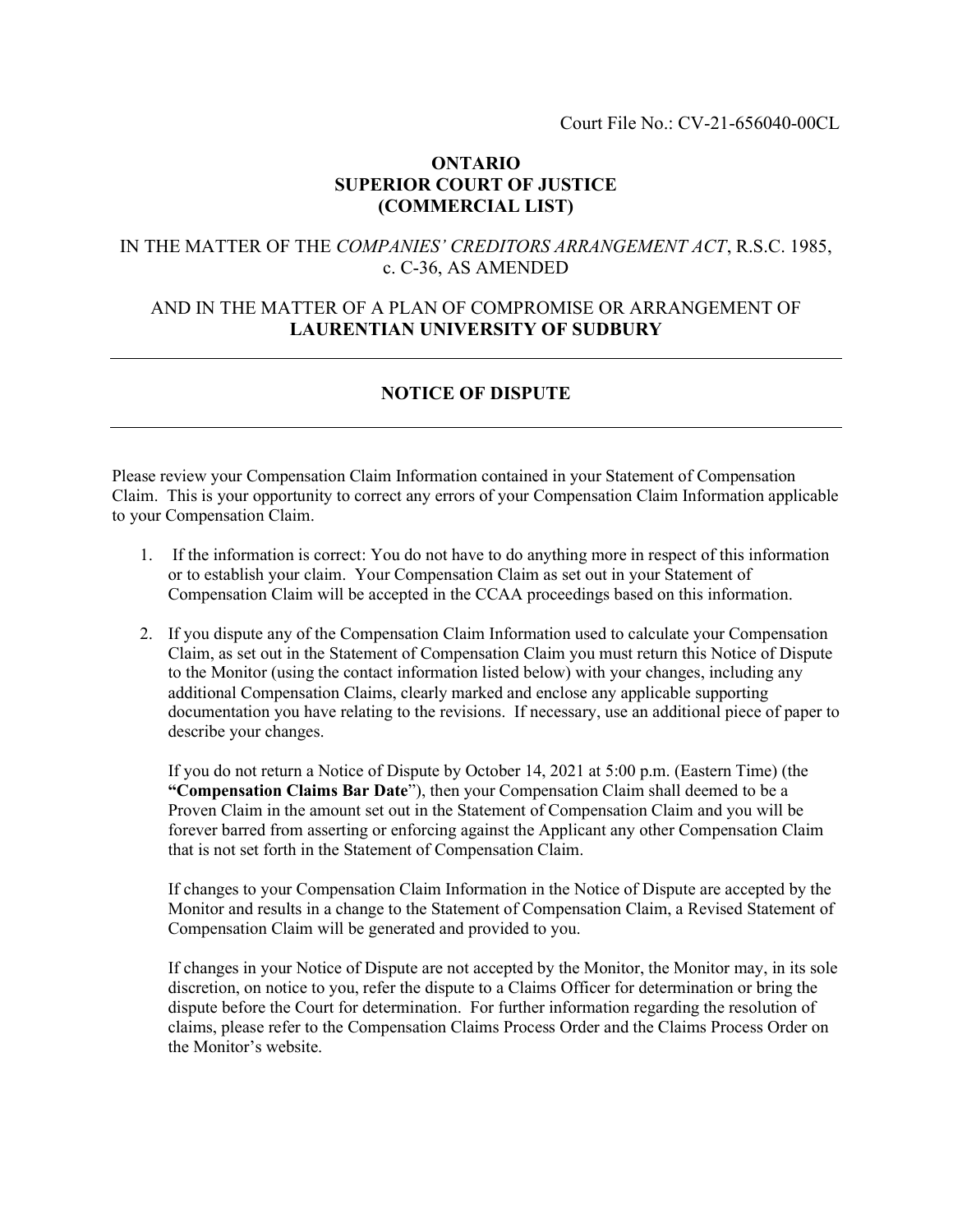Court File No.: CV-21-656040-00CL

**ONTARIO**
**SUPERIOR COURT OF JUSTICE**
**(COMMERCIAL LIST)**

IN THE MATTER OF THE *COMPANIES' CREDITORS ARRANGEMENT ACT*, R.S.C. 1985, c. C-36, AS AMENDED

AND IN THE MATTER OF A PLAN OF COMPROMISE OR ARRANGEMENT OF **LAURENTIAN UNIVERSITY OF SUDBURY**

---

## NOTICE OF DISPUTE

---

Please review your Compensation Claim Information contained in your Statement of Compensation Claim. This is your opportunity to correct any errors of your Compensation Claim Information applicable to your Compensation Claim.

1. If the information is correct: You do not have to do anything more in respect of this information or to establish your claim. Your Compensation Claim as set out in your Statement of Compensation Claim will be accepted in the CCAA proceedings based on this information.

2. If you dispute any of the Compensation Claim Information used to calculate your Compensation Claim, as set out in the Statement of Compensation Claim you must return this Notice of Dispute to the Monitor (using the contact information listed below) with your changes, including any additional Compensation Claims, clearly marked and enclose any applicable supporting documentation you have relating to the revisions. If necessary, use an additional piece of paper to describe your changes.

   If you do not return a Notice of Dispute by October 14, 2021 at 5:00 p.m. (Eastern Time) (the **"Compensation Claims Bar Date**"), then your Compensation Claim shall deemed to be a Proven Claim in the amount set out in the Statement of Compensation Claim and you will be forever barred from asserting or enforcing against the Applicant any other Compensation Claim that is not set forth in the Statement of Compensation Claim.

   If changes to your Compensation Claim Information in the Notice of Dispute are accepted by the Monitor and results in a change to the Statement of Compensation Claim, a Revised Statement of Compensation Claim will be generated and provided to you.

   If changes in your Notice of Dispute are not accepted by the Monitor, the Monitor may, in its sole discretion, on notice to you, refer the dispute to a Claims Officer for determination or bring the dispute before the Court for determination. For further information regarding the resolution of claims, please refer to the Compensation Claims Process Order and the Claims Process Order on the Monitor's website.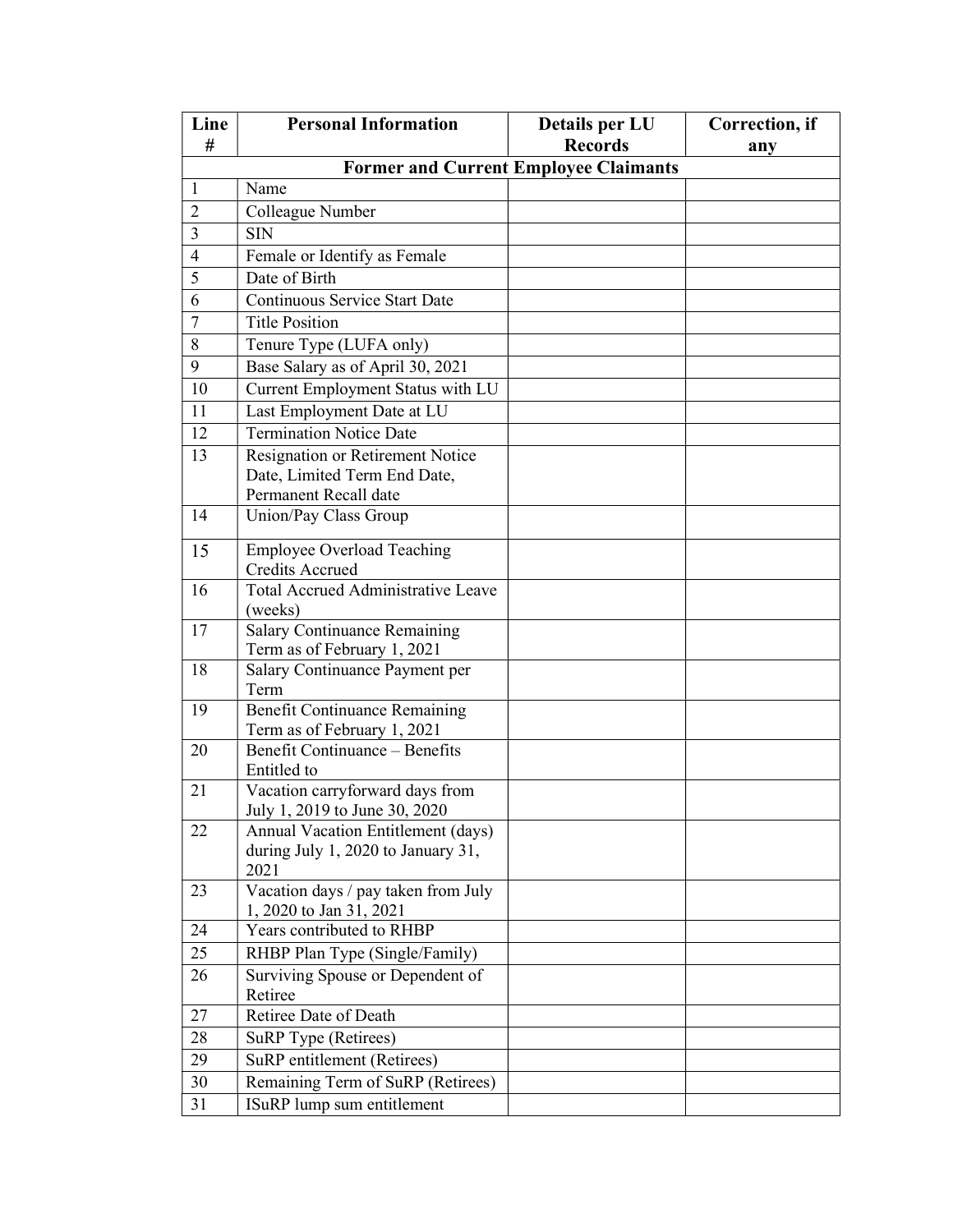| Line # | Personal Information | Details per LU Records | Correction, if any |
|---|---|---|---|
| **Former and Current Employee Claimants** | | | |
| 1 | Name | | |
| 2 | Colleague Number | | |
| 3 | SIN | | |
| 4 | Female or Identify as Female | | |
| 5 | Date of Birth | | |
| 6 | Continuous Service Start Date | | |
| 7 | Title Position | | |
| 8 | Tenure Type (LUFA only) | | |
| 9 | Base Salary as of April 30, 2021 | | |
| 10 | Current Employment Status with LU | | |
| 11 | Last Employment Date at LU | | |
| 12 | Termination Notice Date | | |
| 13 | Resignation or Retirement Notice Date, Limited Term End Date, Permanent Recall date | | |
| 14 | Union/Pay Class Group | | |
| 15 | Employee Overload Teaching Credits Accrued | | |
| 16 | Total Accrued Administrative Leave (weeks) | | |
| 17 | Salary Continuance Remaining Term as of February 1, 2021 | | |
| 18 | Salary Continuance Payment per Term | | |
| 19 | Benefit Continuance Remaining Term as of February 1, 2021 | | |
| 20 | Benefit Continuance – Benefits Entitled to | | |
| 21 | Vacation carryforward days from July 1, 2019 to June 30, 2020 | | |
| 22 | Annual Vacation Entitlement (days) during July 1, 2020 to January 31, 2021 | | |
| 23 | Vacation days / pay taken from July 1, 2020 to Jan 31, 2021 | | |
| 24 | Years contributed to RHBP | | |
| 25 | RHBP Plan Type (Single/Family) | | |
| 26 | Surviving Spouse or Dependent of Retiree | | |
| 27 | Retiree Date of Death | | |
| 28 | SuRP Type (Retirees) | | |
| 29 | SuRP entitlement (Retirees) | | |
| 30 | Remaining Term of SuRP (Retirees) | | |
| 31 | ISuRP lump sum entitlement | | |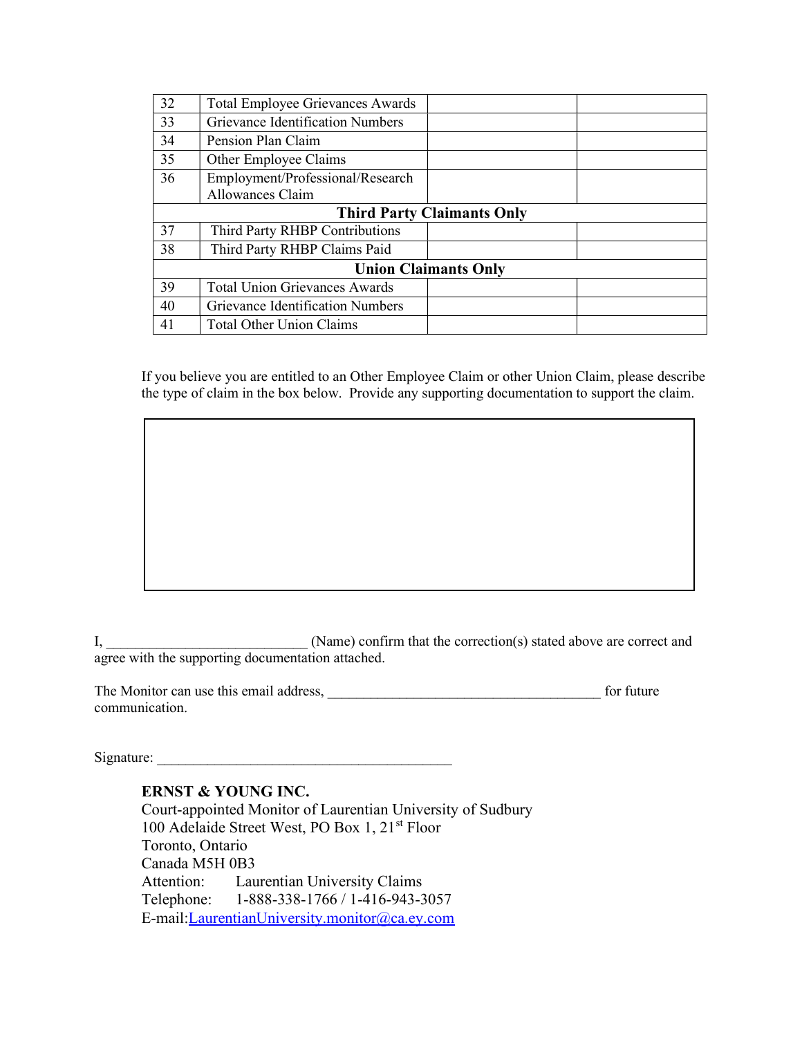| | | | |
|---|---|---|---|
| 32 | Total Employee Grievances Awards | | |
| 33 | Grievance Identification Numbers | | |
| 34 | Pension Plan Claim | | |
| 35 | Other Employee Claims | | |
| 36 | Employment/Professional/Research Allowances Claim | | |
| **Third Party Claimants Only** | | | |
| 37 | Third Party RHBP Contributions | | |
| 38 | Third Party RHBP Claims Paid | | |
| **Union Claimants Only** | | | |
| 39 | Total Union Grievances Awards | | |
| 40 | Grievance Identification Numbers | | |
| 41 | Total Other Union Claims | | |

If you believe you are entitled to an Other Employee Claim or other Union Claim, please describe the type of claim in the box below. Provide any supporting documentation to support the claim.

| |
|---|
| |

I, ____________________________ (Name) confirm that the correction(s) stated above are correct and agree with the supporting documentation attached.

The Monitor can use this email address, ______________________________________ for future communication.

Signature: _________________________________________

**ERNST & YOUNG INC.**
Court-appointed Monitor of Laurentian University of Sudbury
100 Adelaide Street West, PO Box 1, 21st Floor
Toronto, Ontario
Canada M5H 0B3
Attention: Laurentian University Claims
Telephone: 1-888-338-1766 / 1-416-943-3057
E-mail: LaurentianUniversity.monitor@ca.ey.com